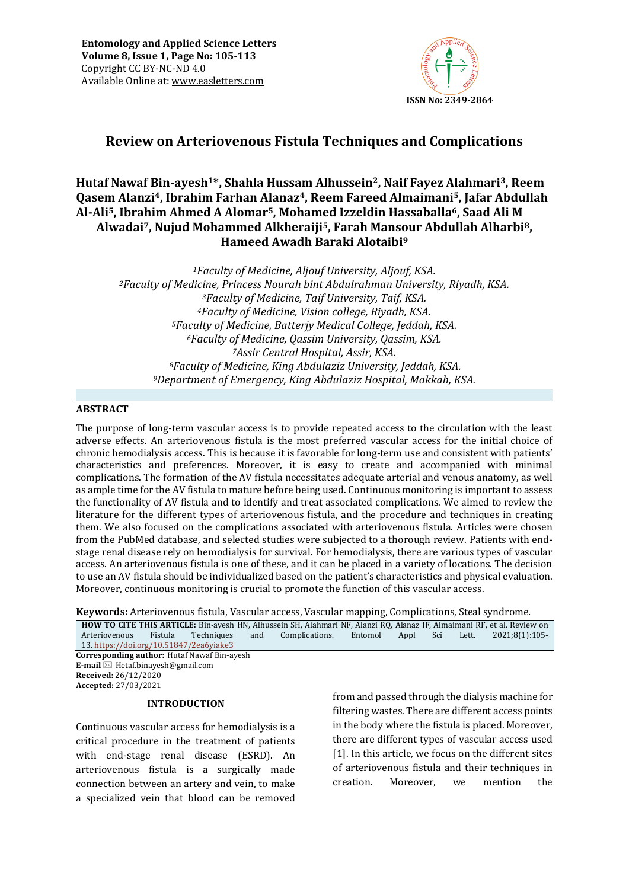Entomology and Applied Science Letters
Volume 8, Issue 1, Page No: 105-113
Copyright CC BY-NC-ND 4.0
Available Online at: www.easletters.com

ISSN No: 2349-2864

# Review on Arteriovenous Fistula Techniques and Complications

**Hutaf Nawaf Bin-ayesh[1]*, Shahla Hussam Alhussein[2], Naif Fayez Alahmari[3], Reem Qasem Alanzi[4], Ibrahim Farhan Alanaz[4], Reem Fareed Almaimani[5], Jafar Abdullah Al-Ali[5], Ibrahim Ahmed A Alomar[5], Mohamed Izzeldin Hassaballa[6], Saad Ali M Alwadai[7], Nujud Mohammed Alkheraiji[5], Farah Mansour Abdullah Alharbi[8], Hameed Awadh Baraki Alotaibi[9]**

*[1]Faculty of Medicine, Aljouf University, Aljouf, KSA.*
*[2]Faculty of Medicine, Princess Nourah bint Abdulrahman University, Riyadh, KSA.*
*[3]Faculty of Medicine, Taif University, Taif, KSA.*
*[4]Faculty of Medicine, Vision college, Riyadh, KSA.*
*[5]Faculty of Medicine, Batterjy Medical College, Jeddah, KSA.*
*[6]Faculty of Medicine, Qassim University, Qassim, KSA.*
*[7]Assir Central Hospital, Assir, KSA.*
*[8]Faculty of Medicine, King Abdulaziz University, Jeddah, KSA.*
*[9]Department of Emergency, King Abdulaziz Hospital, Makkah, KSA.*

## ABSTRACT

The purpose of long-term vascular access is to provide repeated access to the circulation with the least adverse effects. An arteriovenous fistula is the most preferred vascular access for the initial choice of chronic hemodialysis access. This is because it is favorable for long-term use and consistent with patients' characteristics and preferences. Moreover, it is easy to create and accompanied with minimal complications. The formation of the AV fistula necessitates adequate arterial and venous anatomy, as well as ample time for the AV fistula to mature before being used. Continuous monitoring is important to assess the functionality of AV fistula and to identify and treat associated complications. We aimed to review the literature for the different types of arteriovenous fistula, and the procedure and techniques in creating them. We also focused on the complications associated with arteriovenous fistula. Articles were chosen from the PubMed database, and selected studies were subjected to a thorough review. Patients with end-stage renal disease rely on hemodialysis for survival. For hemodialysis, there are various types of vascular access. An arteriovenous fistula is one of these, and it can be placed in a variety of locations. The decision to use an AV fistula should be individualized based on the patient's characteristics and physical evaluation. Moreover, continuous monitoring is crucial to promote the function of this vascular access.

**Keywords:** Arteriovenous fistula, Vascular access, Vascular mapping, Complications, Steal syndrome.

**HOW TO CITE THIS ARTICLE:** Bin-ayesh HN, Alhussein SH, Alahmari NF, Alanzi RQ, Alanaz IF, Almaimani RF, et al. Review on Arteriovenous Fistula Techniques and Complications. Entomol Appl Sci Lett. 2021;8(1):105-13. https://doi.org/10.51847/2ea6yiake3

**Corresponding author:** Hutaf Nawaf Bin-ayesh
**E-mail** ✉ Hetaf.binayesh@gmail.com
**Received:** 26/12/2020
**Accepted:** 27/03/2021

## INTRODUCTION

Continuous vascular access for hemodialysis is a critical procedure in the treatment of patients with end-stage renal disease (ESRD). An arteriovenous fistula is a surgically made connection between an artery and vein, to make a specialized vein that blood can be removed from and passed through the dialysis machine for filtering wastes. There are different access points in the body where the fistula is placed. Moreover, there are different types of vascular access used [1]. In this article, we focus on the different sites of arteriovenous fistula and their techniques in creation. Moreover, we mention the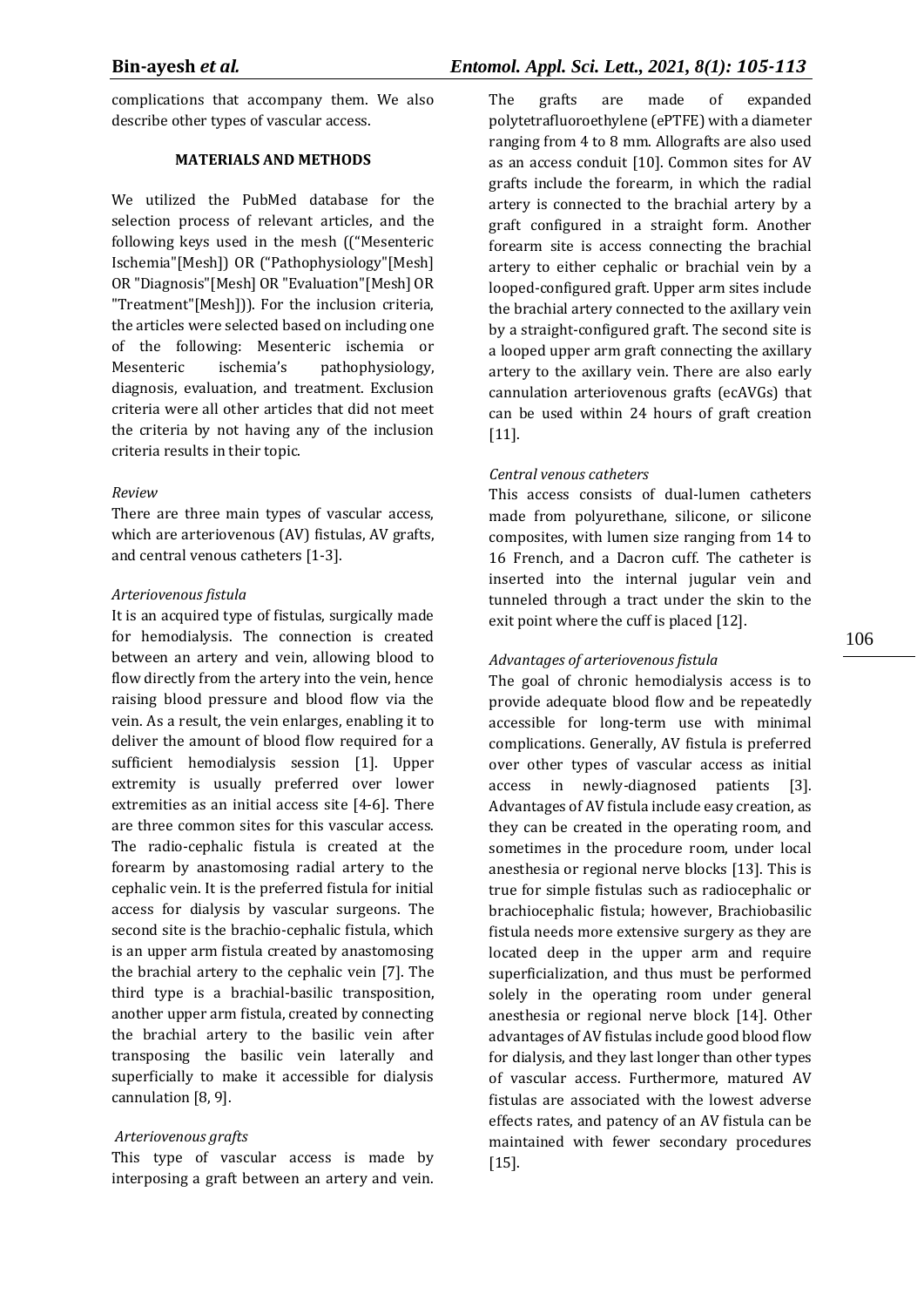complications that accompany them. We also describe other types of vascular access.

## MATERIALS AND METHODS

We utilized the PubMed database for the selection process of relevant articles, and the following keys used in the mesh ((“Mesenteric Ischemia"[Mesh]) OR (“Pathophysiology"[Mesh] OR "Diagnosis"[Mesh] OR "Evaluation"[Mesh] OR "Treatment"[Mesh])). For the inclusion criteria, the articles were selected based on including one of the following: Mesenteric ischemia or Mesenteric ischemia’s pathophysiology, diagnosis, evaluation, and treatment. Exclusion criteria were all other articles that did not meet the criteria by not having any of the inclusion criteria results in their topic.

### *Review*

There are three main types of vascular access, which are arteriovenous (AV) fistulas, AV grafts, and central venous catheters [1-3].

### *Arteriovenous fistula*

It is an acquired type of fistulas, surgically made for hemodialysis. The connection is created between an artery and vein, allowing blood to flow directly from the artery into the vein, hence raising blood pressure and blood flow via the vein. As a result, the vein enlarges, enabling it to deliver the amount of blood flow required for a sufficient hemodialysis session [1]. Upper extremity is usually preferred over lower extremities as an initial access site [4-6]. There are three common sites for this vascular access. The radio-cephalic fistula is created at the forearm by anastomosing radial artery to the cephalic vein. It is the preferred fistula for initial access for dialysis by vascular surgeons. The second site is the brachio-cephalic fistula, which is an upper arm fistula created by anastomosing the brachial artery to the cephalic vein [7]. The third type is a brachial-basilic transposition, another upper arm fistula, created by connecting the brachial artery to the basilic vein after transposing the basilic vein laterally and superficially to make it accessible for dialysis cannulation [8, 9].

### *Arteriovenous grafts*

This type of vascular access is made by interposing a graft between an artery and vein. The grafts are made of expanded polytetrafluoroethylene (ePTFE) with a diameter ranging from 4 to 8 mm. Allografts are also used as an access conduit [10]. Common sites for AV grafts include the forearm, in which the radial artery is connected to the brachial artery by a graft configured in a straight form. Another forearm site is access connecting the brachial artery to either cephalic or brachial vein by a looped-configured graft. Upper arm sites include the brachial artery connected to the axillary vein by a straight-configured graft. The second site is a looped upper arm graft connecting the axillary artery to the axillary vein. There are also early cannulation arteriovenous grafts (ecAVGs) that can be used within 24 hours of graft creation [11].

### *Central venous catheters*

This access consists of dual-lumen catheters made from polyurethane, silicone, or silicone composites, with lumen size ranging from 14 to 16 French, and a Dacron cuff. The catheter is inserted into the internal jugular vein and tunneled through a tract under the skin to the exit point where the cuff is placed [12].

### *Advantages of arteriovenous fistula*

The goal of chronic hemodialysis access is to provide adequate blood flow and be repeatedly accessible for long-term use with minimal complications. Generally, AV fistula is preferred over other types of vascular access as initial access in newly-diagnosed patients [3]. Advantages of AV fistula include easy creation, as they can be created in the operating room, and sometimes in the procedure room, under local anesthesia or regional nerve blocks [13]. This is true for simple fistulas such as radiocephalic or brachiocephalic fistula; however, Brachiobasilic fistula needs more extensive surgery as they are located deep in the upper arm and require superficialization, and thus must be performed solely in the operating room under general anesthesia or regional nerve block [14]. Other advantages of AV fistulas include good blood flow for dialysis, and they last longer than other types of vascular access. Furthermore, matured AV fistulas are associated with the lowest adverse effects rates, and patency of an AV fistula can be maintained with fewer secondary procedures [15].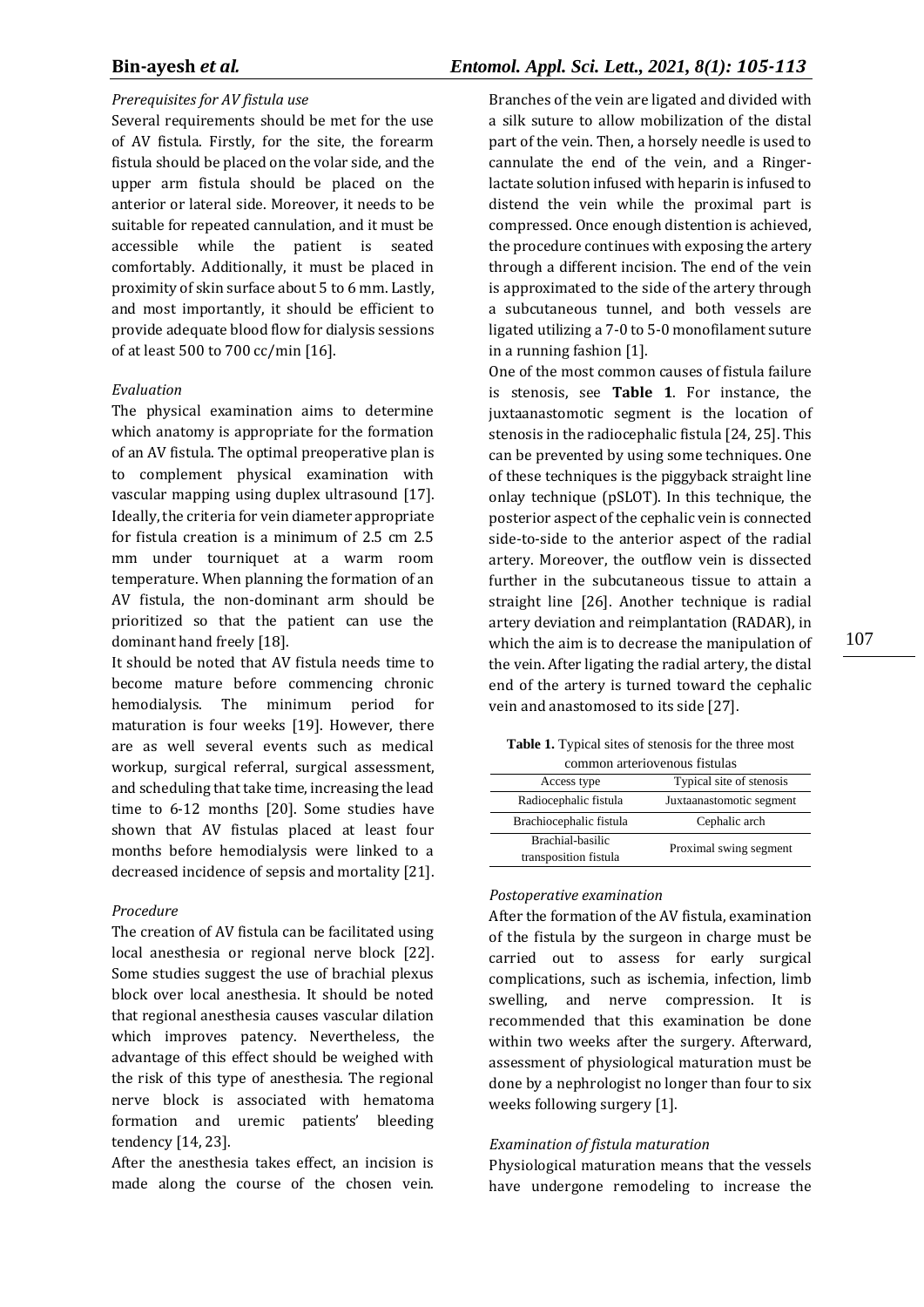*Prerequisites for AV fistula use*

Several requirements should be met for the use of AV fistula. Firstly, for the site, the forearm fistula should be placed on the volar side, and the upper arm fistula should be placed on the anterior or lateral side. Moreover, it needs to be suitable for repeated cannulation, and it must be accessible while the patient is seated comfortably. Additionally, it must be placed in proximity of skin surface about 5 to 6 mm. Lastly, and most importantly, it should be efficient to provide adequate blood flow for dialysis sessions of at least 500 to 700 cc/min [16].

*Evaluation*

The physical examination aims to determine which anatomy is appropriate for the formation of an AV fistula. The optimal preoperative plan is to complement physical examination with vascular mapping using duplex ultrasound [17]. Ideally, the criteria for vein diameter appropriate for fistula creation is a minimum of 2.5 cm 2.5 mm under tourniquet at a warm room temperature. When planning the formation of an AV fistula, the non-dominant arm should be prioritized so that the patient can use the dominant hand freely [18].

It should be noted that AV fistula needs time to become mature before commencing chronic hemodialysis. The minimum period for maturation is four weeks [19]. However, there are as well several events such as medical workup, surgical referral, surgical assessment, and scheduling that take time, increasing the lead time to 6-12 months [20]. Some studies have shown that AV fistulas placed at least four months before hemodialysis were linked to a decreased incidence of sepsis and mortality [21].

*Procedure*

The creation of AV fistula can be facilitated using local anesthesia or regional nerve block [22]. Some studies suggest the use of brachial plexus block over local anesthesia. It should be noted that regional anesthesia causes vascular dilation which improves patency. Nevertheless, the advantage of this effect should be weighed with the risk of this type of anesthesia. The regional nerve block is associated with hematoma formation and uremic patients' bleeding tendency [14, 23].

After the anesthesia takes effect, an incision is made along the course of the chosen vein. Branches of the vein are ligated and divided with a silk suture to allow mobilization of the distal part of the vein. Then, a horsely needle is used to cannulate the end of the vein, and a Ringer-lactate solution infused with heparin is infused to distend the vein while the proximal part is compressed. Once enough distention is achieved, the procedure continues with exposing the artery through a different incision. The end of the vein is approximated to the side of the artery through a subcutaneous tunnel, and both vessels are ligated utilizing a 7-0 to 5-0 monofilament suture in a running fashion [1].

One of the most common causes of fistula failure is stenosis, see **Table 1**. For instance, the juxtaanastomotic segment is the location of stenosis in the radiocephalic fistula [24, 25]. This can be prevented by using some techniques. One of these techniques is the piggyback straight line onlay technique (pSLOT). In this technique, the posterior aspect of the cephalic vein is connected side-to-side to the anterior aspect of the radial artery. Moreover, the outflow vein is dissected further in the subcutaneous tissue to attain a straight line [26]. Another technique is radial artery deviation and reimplantation (RADAR), in which the aim is to decrease the manipulation of the vein. After ligating the radial artery, the distal end of the artery is turned toward the cephalic vein and anastomosed to its side [27].

**Table 1.** Typical sites of stenosis for the three most common arteriovenous fistulas

| Access type | Typical site of stenosis |
|---|---|
| Radiocephalic fistula | Juxtaanastomotic segment |
| Brachiocephalic fistula | Cephalic arch |
| Brachial-basilic transposition fistula | Proximal swing segment |

*Postoperative examination*

After the formation of the AV fistula, examination of the fistula by the surgeon in charge must be carried out to assess for early surgical complications, such as ischemia, infection, limb swelling, and nerve compression. It is recommended that this examination be done within two weeks after the surgery. Afterward, assessment of physiological maturation must be done by a nephrologist no longer than four to six weeks following surgery [1].

*Examination of fistula maturation*

Physiological maturation means that the vessels have undergone remodeling to increase the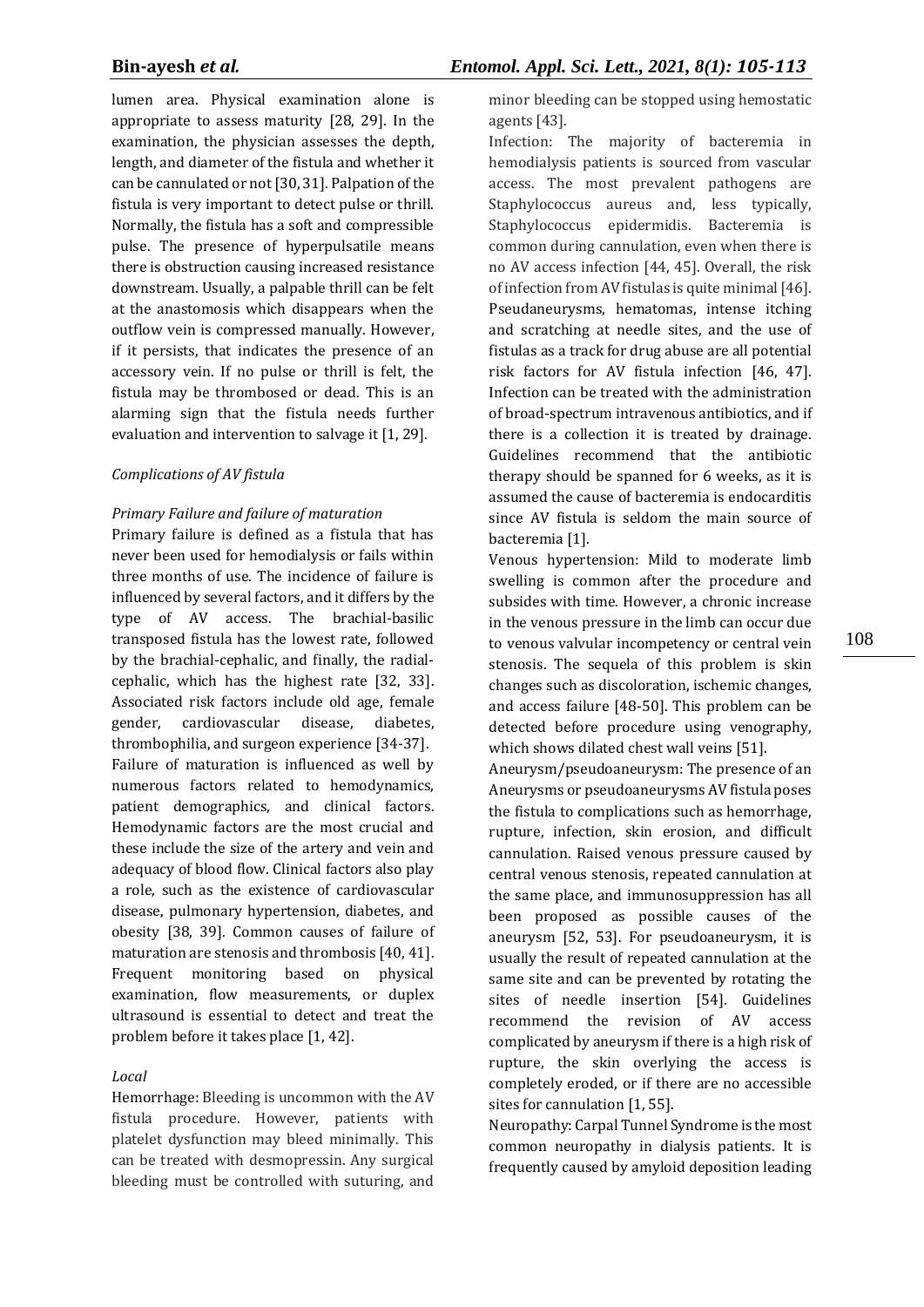lumen area. Physical examination alone is appropriate to assess maturity [28, 29]. In the examination, the physician assesses the depth, length, and diameter of the fistula and whether it can be cannulated or not [30, 31]. Palpation of the fistula is very important to detect pulse or thrill. Normally, the fistula has a soft and compressible pulse. The presence of hyperpulsatile means there is obstruction causing increased resistance downstream. Usually, a palpable thrill can be felt at the anastomosis which disappears when the outflow vein is compressed manually. However, if it persists, that indicates the presence of an accessory vein. If no pulse or thrill is felt, the fistula may be thrombosed or dead. This is an alarming sign that the fistula needs further evaluation and intervention to salvage it [1, 29].

### *Complications of AV fistula*

#### *Primary Failure and failure of maturation*

Primary failure is defined as a fistula that has never been used for hemodialysis or fails within three months of use. The incidence of failure is influenced by several factors, and it differs by the type of AV access. The brachial-basilic transposed fistula has the lowest rate, followed by the brachial-cephalic, and finally, the radial-cephalic, which has the highest rate [32, 33]. Associated risk factors include old age, female gender, cardiovascular disease, diabetes, thrombophilia, and surgeon experience [34-37].

Failure of maturation is influenced as well by numerous factors related to hemodynamics, patient demographics, and clinical factors. Hemodynamic factors are the most crucial and these include the size of the artery and vein and adequacy of blood flow. Clinical factors also play a role, such as the existence of cardiovascular disease, pulmonary hypertension, diabetes, and obesity [38, 39]. Common causes of failure of maturation are stenosis and thrombosis [40, 41]. Frequent monitoring based on physical examination, flow measurements, or duplex ultrasound is essential to detect and treat the problem before it takes place [1, 42].

#### *Local*

Hemorrhage: Bleeding is uncommon with the AV fistula procedure. However, patients with platelet dysfunction may bleed minimally. This can be treated with desmopressin. Any surgical bleeding must be controlled with suturing, and minor bleeding can be stopped using hemostatic agents [43].

Infection: The majority of bacteremia in hemodialysis patients is sourced from vascular access. The most prevalent pathogens are Staphylococcus aureus and, less typically, Staphylococcus epidermidis. Bacteremia is common during cannulation, even when there is no AV access infection [44, 45]. Overall, the risk of infection from AV fistulas is quite minimal [46]. Pseudaneurysms, hematomas, intense itching and scratching at needle sites, and the use of fistulas as a track for drug abuse are all potential risk factors for AV fistula infection [46, 47]. Infection can be treated with the administration of broad-spectrum intravenous antibiotics, and if there is a collection it is treated by drainage. Guidelines recommend that the antibiotic therapy should be spanned for 6 weeks, as it is assumed the cause of bacteremia is endocarditis since AV fistula is seldom the main source of bacteremia [1].

Venous hypertension: Mild to moderate limb swelling is common after the procedure and subsides with time. However, a chronic increase in the venous pressure in the limb can occur due to venous valvular incompetency or central vein stenosis. The sequela of this problem is skin changes such as discoloration, ischemic changes, and access failure [48-50]. This problem can be detected before procedure using venography, which shows dilated chest wall veins [51].

Aneurysm/pseudoaneurysm: The presence of an Aneurysms or pseudoaneurysms AV fistula poses the fistula to complications such as hemorrhage, rupture, infection, skin erosion, and difficult cannulation. Raised venous pressure caused by central venous stenosis, repeated cannulation at the same place, and immunosuppression has all been proposed as possible causes of the aneurysm [52, 53]. For pseudoaneurysm, it is usually the result of repeated cannulation at the same site and can be prevented by rotating the sites of needle insertion [54]. Guidelines recommend the revision of AV access complicated by aneurysm if there is a high risk of rupture, the skin overlying the access is completely eroded, or if there are no accessible sites for cannulation [1, 55].

Neuropathy: Carpal Tunnel Syndrome is the most common neuropathy in dialysis patients. It is frequently caused by amyloid deposition leading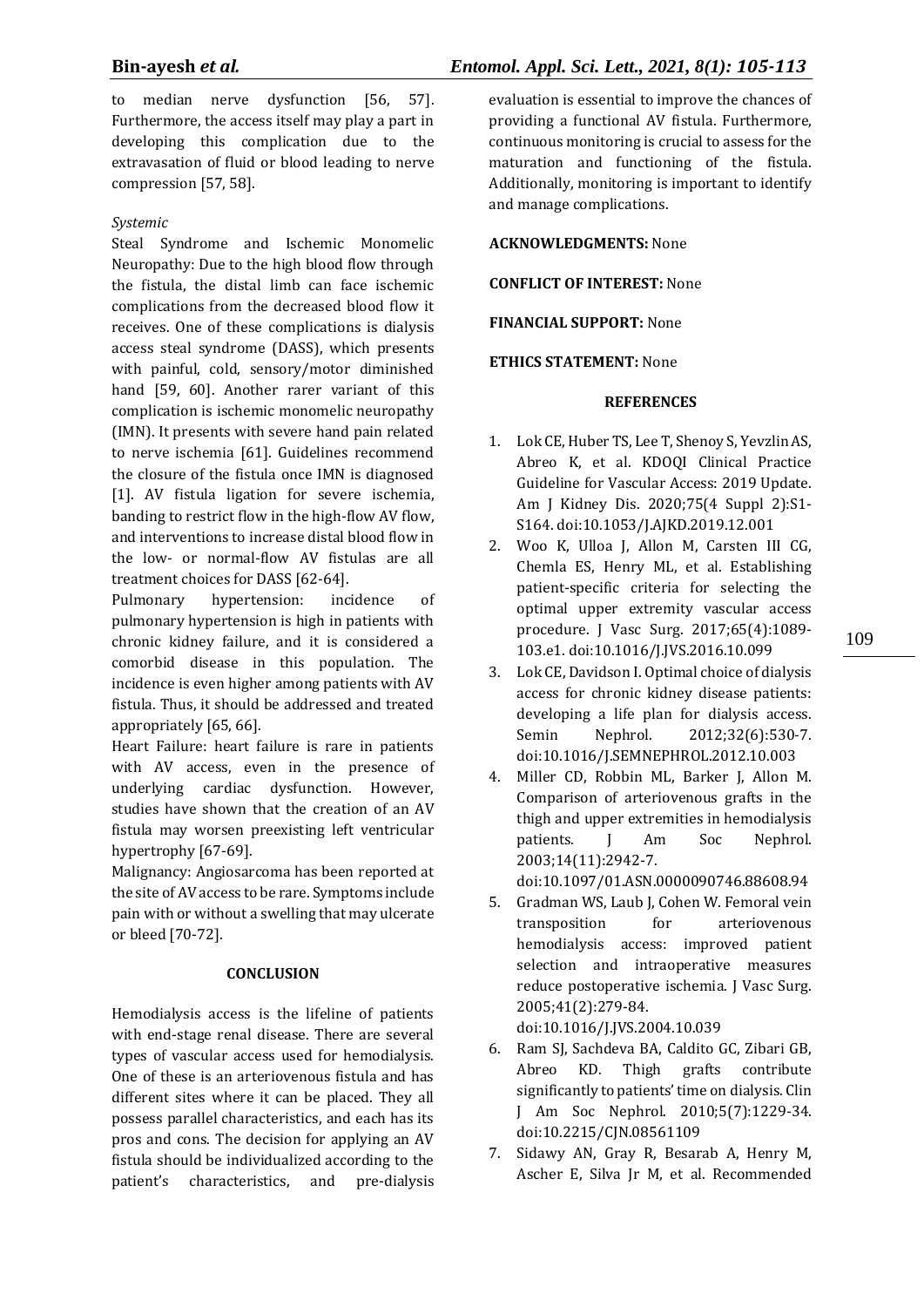to median nerve dysfunction [56, 57]. Furthermore, the access itself may play a part in developing this complication due to the extravasation of fluid or blood leading to nerve compression [57, 58].

*Systemic*

Steal Syndrome and Ischemic Monomelic Neuropathy: Due to the high blood flow through the fistula, the distal limb can face ischemic complications from the decreased blood flow it receives. One of these complications is dialysis access steal syndrome (DASS), which presents with painful, cold, sensory/motor diminished hand [59, 60]. Another rarer variant of this complication is ischemic monomelic neuropathy (IMN). It presents with severe hand pain related to nerve ischemia [61]. Guidelines recommend the closure of the fistula once IMN is diagnosed [1]. AV fistula ligation for severe ischemia, banding to restrict flow in the high-flow AV flow, and interventions to increase distal blood flow in the low- or normal-flow AV fistulas are all treatment choices for DASS [62-64].

Pulmonary hypertension: incidence of pulmonary hypertension is high in patients with chronic kidney failure, and it is considered a comorbid disease in this population. The incidence is even higher among patients with AV fistula. Thus, it should be addressed and treated appropriately [65, 66].

Heart Failure: heart failure is rare in patients with AV access, even in the presence of underlying cardiac dysfunction. However, studies have shown that the creation of an AV fistula may worsen preexisting left ventricular hypertrophy [67-69].

Malignancy: Angiosarcoma has been reported at the site of AV access to be rare. Symptoms include pain with or without a swelling that may ulcerate or bleed [70-72].

## CONCLUSION

Hemodialysis access is the lifeline of patients with end-stage renal disease. There are several types of vascular access used for hemodialysis. One of these is an arteriovenous fistula and has different sites where it can be placed. They all possess parallel characteristics, and each has its pros and cons. The decision for applying an AV fistula should be individualized according to the patient's characteristics, and pre-dialysis evaluation is essential to improve the chances of providing a functional AV fistula. Furthermore, continuous monitoring is crucial to assess for the maturation and functioning of the fistula. Additionally, monitoring is important to identify and manage complications.

**ACKNOWLEDGMENTS:** None

**CONFLICT OF INTEREST:** None

**FINANCIAL SUPPORT:** None

**ETHICS STATEMENT:** None

## REFERENCES

1. Lok CE, Huber TS, Lee T, Shenoy S, Yevzlin AS, Abreo K, et al. KDOQI Clinical Practice Guideline for Vascular Access: 2019 Update. Am J Kidney Dis. 2020;75(4 Suppl 2):S1-S164. doi:10.1053/J.AJKD.2019.12.001
2. Woo K, Ulloa J, Allon M, Carsten III CG, Chemla ES, Henry ML, et al. Establishing patient-specific criteria for selecting the optimal upper extremity vascular access procedure. J Vasc Surg. 2017;65(4):1089-103.e1. doi:10.1016/J.JVS.2016.10.099
3. Lok CE, Davidson I. Optimal choice of dialysis access for chronic kidney disease patients: developing a life plan for dialysis access. Semin Nephrol. 2012;32(6):530-7. doi:10.1016/J.SEMNEPHROL.2012.10.003
4. Miller CD, Robbin ML, Barker J, Allon M. Comparison of arteriovenous grafts in the thigh and upper extremities in hemodialysis patients. J Am Soc Nephrol. 2003;14(11):2942-7. doi:10.1097/01.ASN.0000090746.88608.94
5. Gradman WS, Laub J, Cohen W. Femoral vein transposition for arteriovenous hemodialysis access: improved patient selection and intraoperative measures reduce postoperative ischemia. J Vasc Surg. 2005;41(2):279-84. doi:10.1016/J.JVS.2004.10.039
6. Ram SJ, Sachdeva BA, Caldito GC, Zibari GB, Abreo KD. Thigh grafts contribute significantly to patients' time on dialysis. Clin J Am Soc Nephrol. 2010;5(7):1229-34. doi:10.2215/CJN.08561109
7. Sidawy AN, Gray R, Besarab A, Henry M, Ascher E, Silva Jr M, et al. Recommended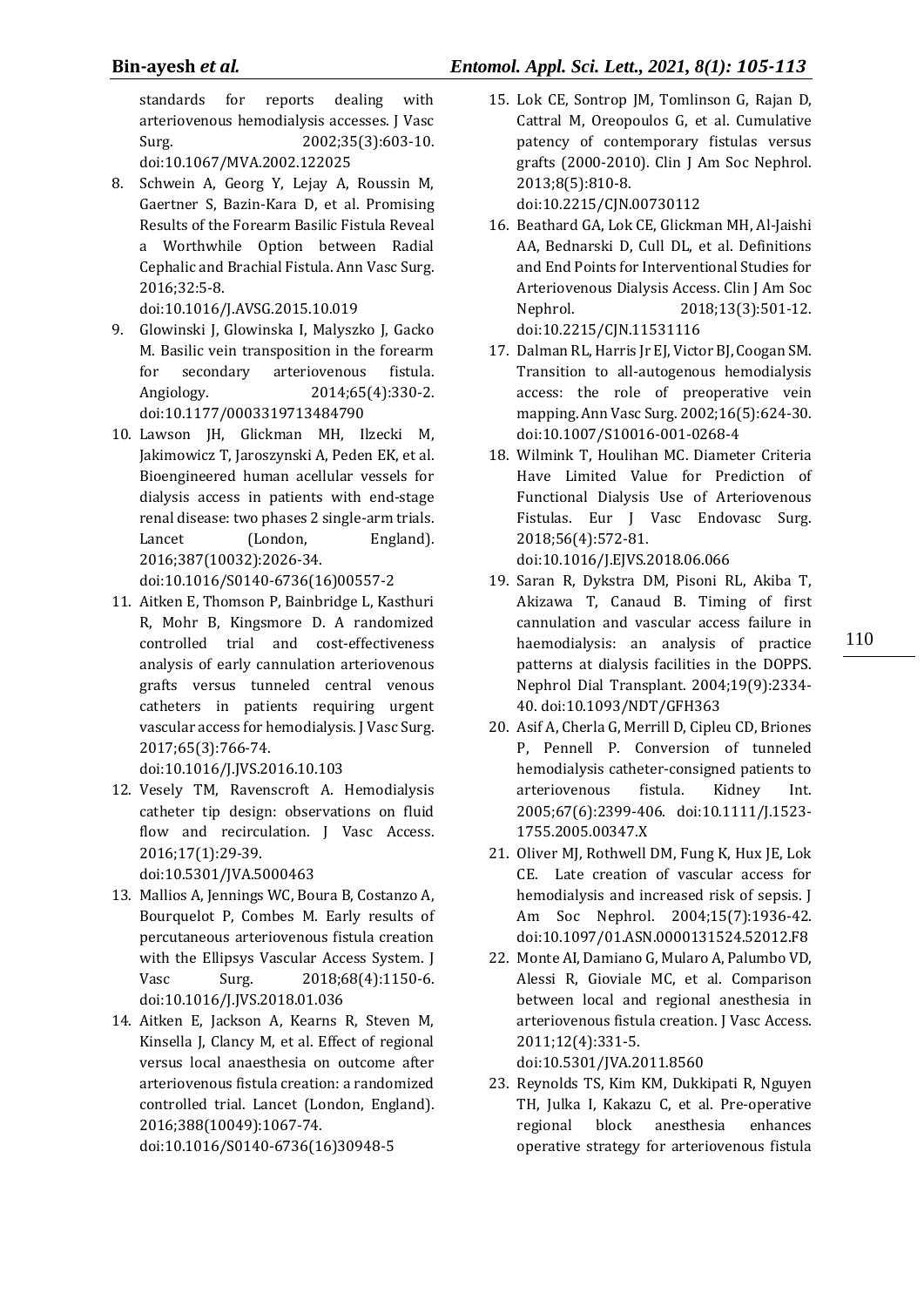standards for reports dealing with arteriovenous hemodialysis accesses. J Vasc Surg. 2002;35(3):603-10. doi:10.1067/MVA.2002.122025

8. Schwein A, Georg Y, Lejay A, Roussin M, Gaertner S, Bazin-Kara D, et al. Promising Results of the Forearm Basilic Fistula Reveal a Worthwhile Option between Radial Cephalic and Brachial Fistula. Ann Vasc Surg. 2016;32:5-8. doi:10.1016/J.AVSG.2015.10.019
9. Glowinski J, Glowinska I, Malyszko J, Gacko M. Basilic vein transposition in the forearm for secondary arteriovenous fistula. Angiology. 2014;65(4):330-2. doi:10.1177/0003319713484790
10. Lawson JH, Glickman MH, Ilzecki M, Jakimowicz T, Jaroszynski A, Peden EK, et al. Bioengineered human acellular vessels for dialysis access in patients with end-stage renal disease: two phases 2 single-arm trials. Lancet (London, England). 2016;387(10032):2026-34. doi:10.1016/S0140-6736(16)00557-2
11. Aitken E, Thomson P, Bainbridge L, Kasthuri R, Mohr B, Kingsmore D. A randomized controlled trial and cost-effectiveness analysis of early cannulation arteriovenous grafts versus tunneled central venous catheters in patients requiring urgent vascular access for hemodialysis. J Vasc Surg. 2017;65(3):766-74. doi:10.1016/J.JVS.2016.10.103
12. Vesely TM, Ravenscroft A. Hemodialysis catheter tip design: observations on fluid flow and recirculation. J Vasc Access. 2016;17(1):29-39. doi:10.5301/JVA.5000463
13. Mallios A, Jennings WC, Boura B, Costanzo A, Bourquelot P, Combes M. Early results of percutaneous arteriovenous fistula creation with the Ellipsys Vascular Access System. J Vasc Surg. 2018;68(4):1150-6. doi:10.1016/J.JVS.2018.01.036
14. Aitken E, Jackson A, Kearns R, Steven M, Kinsella J, Clancy M, et al. Effect of regional versus local anaesthesia on outcome after arteriovenous fistula creation: a randomized controlled trial. Lancet (London, England). 2016;388(10049):1067-74. doi:10.1016/S0140-6736(16)30948-5
15. Lok CE, Sontrop JM, Tomlinson G, Rajan D, Cattral M, Oreopoulos G, et al. Cumulative patency of contemporary fistulas versus grafts (2000-2010). Clin J Am Soc Nephrol. 2013;8(5):810-8. doi:10.2215/CJN.00730112
16. Beathard GA, Lok CE, Glickman MH, Al-Jaishi AA, Bednarski D, Cull DL, et al. Definitions and End Points for Interventional Studies for Arteriovenous Dialysis Access. Clin J Am Soc Nephrol. 2018;13(3):501-12. doi:10.2215/CJN.11531116
17. Dalman RL, Harris Jr EJ, Victor BJ, Coogan SM. Transition to all-autogenous hemodialysis access: the role of preoperative vein mapping. Ann Vasc Surg. 2002;16(5):624-30. doi:10.1007/S10016-001-0268-4
18. Wilmink T, Houlihan MC. Diameter Criteria Have Limited Value for Prediction of Functional Dialysis Use of Arteriovenous Fistulas. Eur J Vasc Endovasc Surg. 2018;56(4):572-81. doi:10.1016/J.EJVS.2018.06.066
19. Saran R, Dykstra DM, Pisoni RL, Akiba T, Akizawa T, Canaud B. Timing of first cannulation and vascular access failure in haemodialysis: an analysis of practice patterns at dialysis facilities in the DOPPS. Nephrol Dial Transplant. 2004;19(9):2334-40. doi:10.1093/NDT/GFH363
20. Asif A, Cherla G, Merrill D, Cipleu CD, Briones P, Pennell P. Conversion of tunneled hemodialysis catheter-consigned patients to arteriovenous fistula. Kidney Int. 2005;67(6):2399-406. doi:10.1111/J.1523-1755.2005.00347.X
21. Oliver MJ, Rothwell DM, Fung K, Hux JE, Lok CE. Late creation of vascular access for hemodialysis and increased risk of sepsis. J Am Soc Nephrol. 2004;15(7):1936-42. doi:10.1097/01.ASN.0000131524.52012.F8
22. Monte AI, Damiano G, Mularo A, Palumbo VD, Alessi R, Gioviale MC, et al. Comparison between local and regional anesthesia in arteriovenous fistula creation. J Vasc Access. 2011;12(4):331-5. doi:10.5301/JVA.2011.8560
23. Reynolds TS, Kim KM, Dukkipati R, Nguyen TH, Julka I, Kakazu C, et al. Pre-operative regional block anesthesia enhances operative strategy for arteriovenous fistula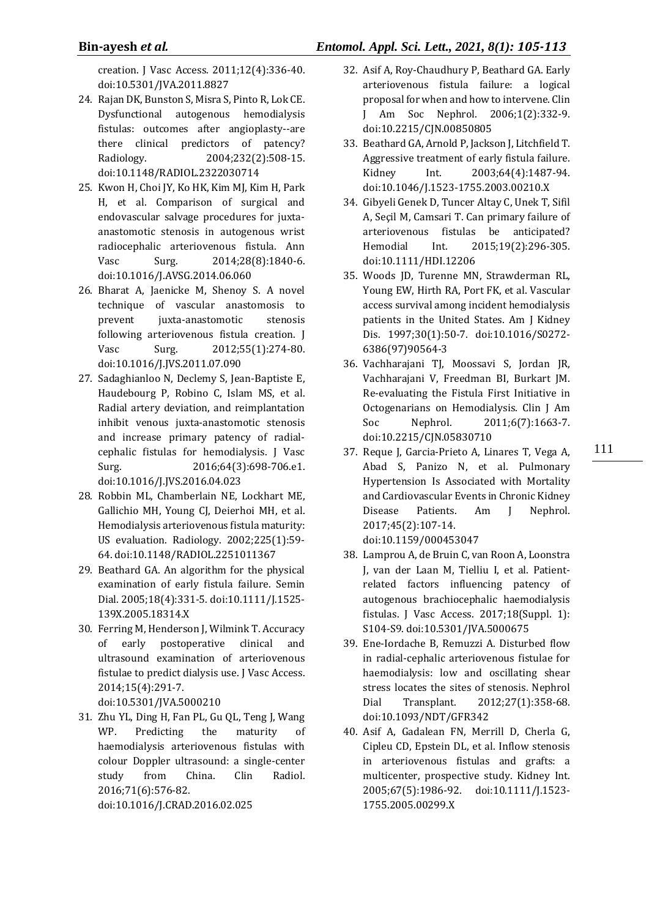creation. J Vasc Access. 2011;12(4):336-40. doi:10.5301/JVA.2011.8827

24. Rajan DK, Bunston S, Misra S, Pinto R, Lok CE. Dysfunctional autogenous hemodialysis fistulas: outcomes after angioplasty--are there clinical predictors of patency? Radiology. 2004;232(2):508-15. doi:10.1148/RADIOL.2322030714
25. Kwon H, Choi JY, Ko HK, Kim MJ, Kim H, Park H, et al. Comparison of surgical and endovascular salvage procedures for juxta-anastomotic stenosis in autogenous wrist radiocephalic arteriovenous fistula. Ann Vasc Surg. 2014;28(8):1840-6. doi:10.1016/J.AVSG.2014.06.060
26. Bharat A, Jaenicke M, Shenoy S. A novel technique of vascular anastomosis to prevent juxta-anastomotic stenosis following arteriovenous fistula creation. J Vasc Surg. 2012;55(1):274-80. doi:10.1016/J.JVS.2011.07.090
27. Sadaghianloo N, Declemy S, Jean-Baptiste E, Haudebourg P, Robino C, Islam MS, et al. Radial artery deviation, and reimplantation inhibit venous juxta-anastomotic stenosis and increase primary patency of radial-cephalic fistulas for hemodialysis. J Vasc Surg. 2016;64(3):698-706.e1. doi:10.1016/J.JVS.2016.04.023
28. Robbin ML, Chamberlain NE, Lockhart ME, Gallichio MH, Young CJ, Deierhoi MH, et al. Hemodialysis arteriovenous fistula maturity: US evaluation. Radiology. 2002;225(1):59-64. doi:10.1148/RADIOL.2251011367
29. Beathard GA. An algorithm for the physical examination of early fistula failure. Semin Dial. 2005;18(4):331-5. doi:10.1111/J.1525-139X.2005.18314.X
30. Ferring M, Henderson J, Wilmink T. Accuracy of early postoperative clinical and ultrasound examination of arteriovenous fistulae to predict dialysis use. J Vasc Access. 2014;15(4):291-7. doi:10.5301/JVA.5000210
31. Zhu YL, Ding H, Fan PL, Gu QL, Teng J, Wang WP. Predicting the maturity of haemodialysis arteriovenous fistulas with colour Doppler ultrasound: a single-center study from China. Clin Radiol. 2016;71(6):576-82. doi:10.1016/J.CRAD.2016.02.025
32. Asif A, Roy-Chaudhury P, Beathard GA. Early arteriovenous fistula failure: a logical proposal for when and how to intervene. Clin J Am Soc Nephrol. 2006;1(2):332-9. doi:10.2215/CJN.00850805
33. Beathard GA, Arnold P, Jackson J, Litchfield T. Aggressive treatment of early fistula failure. Kidney Int. 2003;64(4):1487-94. doi:10.1046/J.1523-1755.2003.00210.X
34. Gibyeli Genek D, Tuncer Altay C, Unek T, Sifil A, Seçil M, Camsari T. Can primary failure of arteriovenous fistulas be anticipated? Hemodial Int. 2015;19(2):296-305. doi:10.1111/HDI.12206
35. Woods JD, Turenne MN, Strawderman RL, Young EW, Hirth RA, Port FK, et al. Vascular access survival among incident hemodialysis patients in the United States. Am J Kidney Dis. 1997;30(1):50-7. doi:10.1016/S0272-6386(97)90564-3
36. Vachharajani TJ, Moossavi S, Jordan JR, Vachharajani V, Freedman BI, Burkart JM. Re-evaluating the Fistula First Initiative in Octogenarians on Hemodialysis. Clin J Am Soc Nephrol. 2011;6(7):1663-7. doi:10.2215/CJN.05830710
37. Reque J, Garcia-Prieto A, Linares T, Vega A, Abad S, Panizo N, et al. Pulmonary Hypertension Is Associated with Mortality and Cardiovascular Events in Chronic Kidney Disease Patients. Am J Nephrol. 2017;45(2):107-14. doi:10.1159/000453047
38. Lamprou A, de Bruin C, van Roon A, Loonstra J, van der Laan M, Tielliu I, et al. Patient-related factors influencing patency of autogenous brachiocephalic haemodialysis fistulas. J Vasc Access. 2017;18(Suppl. 1): S104-S9. doi:10.5301/JVA.5000675
39. Ene-Iordache B, Remuzzi A. Disturbed flow in radial-cephalic arteriovenous fistulae for haemodialysis: low and oscillating shear stress locates the sites of stenosis. Nephrol Dial Transplant. 2012;27(1):358-68. doi:10.1093/NDT/GFR342
40. Asif A, Gadalean FN, Merrill D, Cherla G, Cipleu CD, Epstein DL, et al. Inflow stenosis in arteriovenous fistulas and grafts: a multicenter, prospective study. Kidney Int. 2005;67(5):1986-92. doi:10.1111/J.1523-1755.2005.00299.X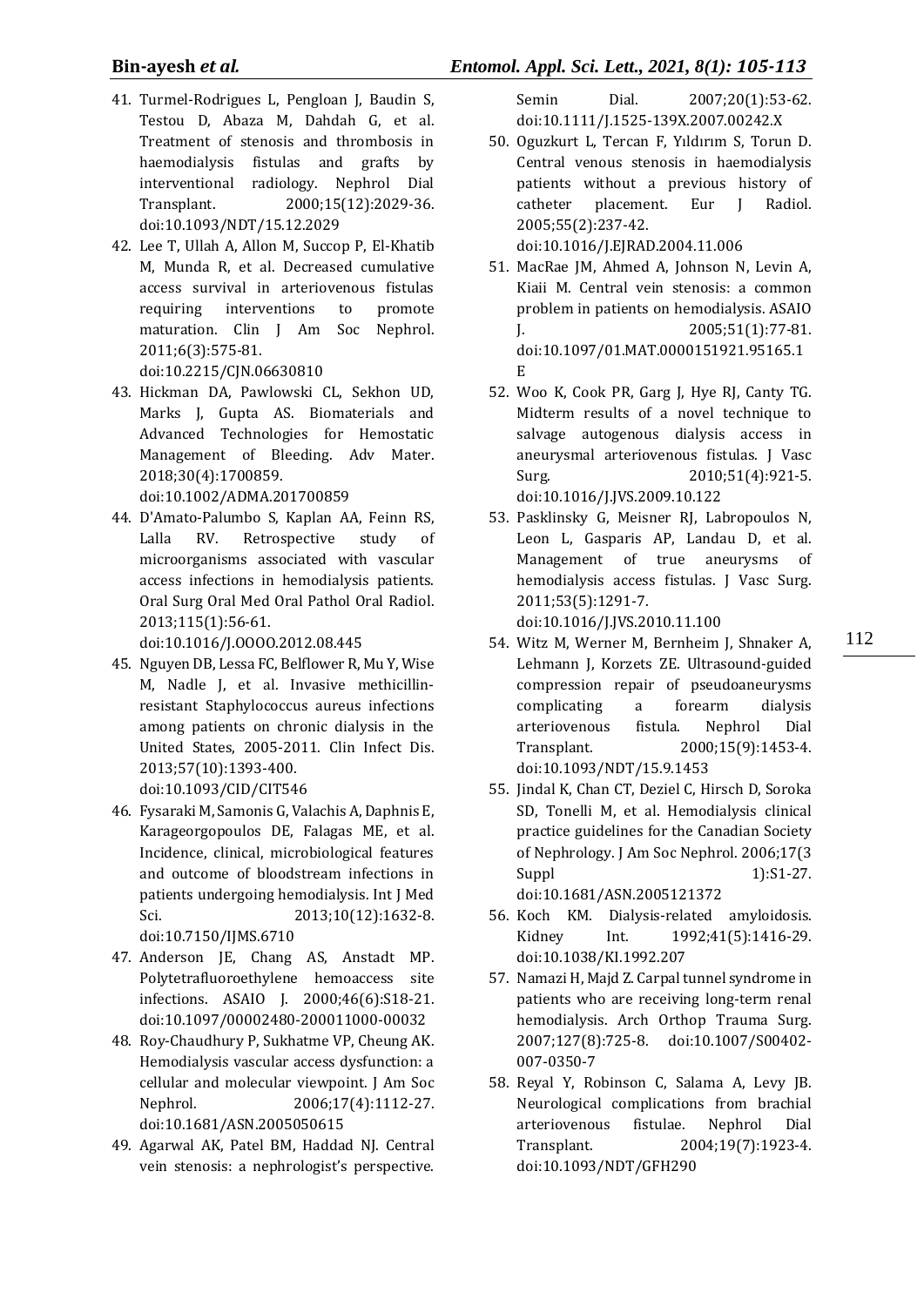41. Turmel-Rodrigues L, Pengloan J, Baudin S, Testou D, Abaza M, Dahdah G, et al. Treatment of stenosis and thrombosis in haemodialysis fistulas and grafts by interventional radiology. Nephrol Dial Transplant. 2000;15(12):2029-36. doi:10.1093/NDT/15.12.2029
42. Lee T, Ullah A, Allon M, Succop P, El-Khatib M, Munda R, et al. Decreased cumulative access survival in arteriovenous fistulas requiring interventions to promote maturation. Clin J Am Soc Nephrol. 2011;6(3):575-81. doi:10.2215/CJN.06630810
43. Hickman DA, Pawlowski CL, Sekhon UD, Marks J, Gupta AS. Biomaterials and Advanced Technologies for Hemostatic Management of Bleeding. Adv Mater. 2018;30(4):1700859. doi:10.1002/ADMA.201700859
44. D'Amato-Palumbo S, Kaplan AA, Feinn RS, Lalla RV. Retrospective study of microorganisms associated with vascular access infections in hemodialysis patients. Oral Surg Oral Med Oral Pathol Oral Radiol. 2013;115(1):56-61. doi:10.1016/J.OOOO.2012.08.445
45. Nguyen DB, Lessa FC, Belflower R, Mu Y, Wise M, Nadle J, et al. Invasive methicillin-resistant Staphylococcus aureus infections among patients on chronic dialysis in the United States, 2005-2011. Clin Infect Dis. 2013;57(10):1393-400. doi:10.1093/CID/CIT546
46. Fysaraki M, Samonis G, Valachis A, Daphnis E, Karageorgopoulos DE, Falagas ME, et al. Incidence, clinical, microbiological features and outcome of bloodstream infections in patients undergoing hemodialysis. Int J Med Sci. 2013;10(12):1632-8. doi:10.7150/IJMS.6710
47. Anderson JE, Chang AS, Anstadt MP. Polytetrafluoroethylene hemoaccess site infections. ASAIO J. 2000;46(6):S18-21. doi:10.1097/00002480-200011000-00032
48. Roy-Chaudhury P, Sukhatme VP, Cheung AK. Hemodialysis vascular access dysfunction: a cellular and molecular viewpoint. J Am Soc Nephrol. 2006;17(4):1112-27. doi:10.1681/ASN.2005050615
49. Agarwal AK, Patel BM, Haddad NJ. Central vein stenosis: a nephrologist's perspective. Semin Dial. 2007;20(1):53-62. doi:10.1111/J.1525-139X.2007.00242.X
50. Oguzkurt L, Tercan F, Yıldırım S, Torun D. Central venous stenosis in haemodialysis patients without a previous history of catheter placement. Eur J Radiol. 2005;55(2):237-42. doi:10.1016/J.EJRAD.2004.11.006
51. MacRae JM, Ahmed A, Johnson N, Levin A, Kiaii M. Central vein stenosis: a common problem in patients on hemodialysis. ASAIO J. 2005;51(1):77-81. doi:10.1097/01.MAT.0000151921.95165.1E
52. Woo K, Cook PR, Garg J, Hye RJ, Canty TG. Midterm results of a novel technique to salvage autogenous dialysis access in aneurysmal arteriovenous fistulas. J Vasc Surg. 2010;51(4):921-5. doi:10.1016/J.JVS.2009.10.122
53. Pasklinsky G, Meisner RJ, Labropoulos N, Leon L, Gasparis AP, Landau D, et al. Management of true aneurysms of hemodialysis access fistulas. J Vasc Surg. 2011;53(5):1291-7. doi:10.1016/J.JVS.2010.11.100
54. Witz M, Werner M, Bernheim J, Shnaker A, Lehmann J, Korzets ZE. Ultrasound-guided compression repair of pseudoaneurysms complicating a forearm dialysis arteriovenous fistula. Nephrol Dial Transplant. 2000;15(9):1453-4. doi:10.1093/NDT/15.9.1453
55. Jindal K, Chan CT, Deziel C, Hirsch D, Soroka SD, Tonelli M, et al. Hemodialysis clinical practice guidelines for the Canadian Society of Nephrology. J Am Soc Nephrol. 2006;17(3 Suppl 1):S1-27. doi:10.1681/ASN.2005121372
56. Koch KM. Dialysis-related amyloidosis. Kidney Int. 1992;41(5):1416-29. doi:10.1038/KI.1992.207
57. Namazi H, Majd Z. Carpal tunnel syndrome in patients who are receiving long-term renal hemodialysis. Arch Orthop Trauma Surg. 2007;127(8):725-8. doi:10.1007/S00402-007-0350-7
58. Reyal Y, Robinson C, Salama A, Levy JB. Neurological complications from brachial arteriovenous fistulae. Nephrol Dial Transplant. 2004;19(7):1923-4. doi:10.1093/NDT/GFH290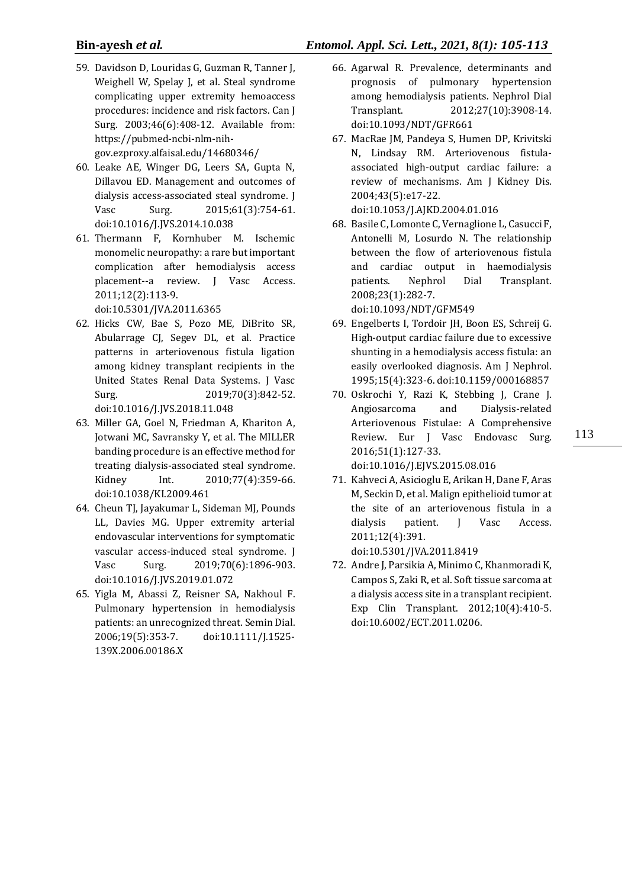59. Davidson D, Louridas G, Guzman R, Tanner J, Weighell W, Spelay J, et al. Steal syndrome complicating upper extremity hemoaccess procedures: incidence and risk factors. Can J Surg. 2003;46(6):408-12. Available from: https://pubmed-ncbi-nlm-nih-gov.ezproxy.alfaisal.edu/14680346/
60. Leake AE, Winger DG, Leers SA, Gupta N, Dillavou ED. Management and outcomes of dialysis access-associated steal syndrome. J Vasc Surg. 2015;61(3):754-61. doi:10.1016/J.JVS.2014.10.038
61. Thermann F, Kornhuber M. Ischemic monomelic neuropathy: a rare but important complication after hemodialysis access placement--a review. J Vasc Access. 2011;12(2):113-9. doi:10.5301/JVA.2011.6365
62. Hicks CW, Bae S, Pozo ME, DiBrito SR, Abularrage CJ, Segev DL, et al. Practice patterns in arteriovenous fistula ligation among kidney transplant recipients in the United States Renal Data Systems. J Vasc Surg. 2019;70(3):842-52. doi:10.1016/J.JVS.2018.11.048
63. Miller GA, Goel N, Friedman A, Khariton A, Jotwani MC, Savransky Y, et al. The MILLER banding procedure is an effective method for treating dialysis-associated steal syndrome. Kidney Int. 2010;77(4):359-66. doi:10.1038/KI.2009.461
64. Cheun TJ, Jayakumar L, Sideman MJ, Pounds LL, Davies MG. Upper extremity arterial endovascular interventions for symptomatic vascular access-induced steal syndrome. J Vasc Surg. 2019;70(6):1896-903. doi:10.1016/J.JVS.2019.01.072
65. Yigla M, Abassi Z, Reisner SA, Nakhoul F. Pulmonary hypertension in hemodialysis patients: an unrecognized threat. Semin Dial. 2006;19(5):353-7. doi:10.1111/J.1525-139X.2006.00186.X
66. Agarwal R. Prevalence, determinants and prognosis of pulmonary hypertension among hemodialysis patients. Nephrol Dial Transplant. 2012;27(10):3908-14. doi:10.1093/NDT/GFR661
67. MacRae JM, Pandeya S, Humen DP, Krivitski N, Lindsay RM. Arteriovenous fistula-associated high-output cardiac failure: a review of mechanisms. Am J Kidney Dis. 2004;43(5):e17-22. doi:10.1053/J.AJKD.2004.01.016
68. Basile C, Lomonte C, Vernaglione L, Casucci F, Antonelli M, Losurdo N. The relationship between the flow of arteriovenous fistula and cardiac output in haemodialysis patients. Nephrol Dial Transplant. 2008;23(1):282-7. doi:10.1093/NDT/GFM549
69. Engelberts I, Tordoir JH, Boon ES, Schreij G. High-output cardiac failure due to excessive shunting in a hemodialysis access fistula: an easily overlooked diagnosis. Am J Nephrol. 1995;15(4):323-6. doi:10.1159/000168857
70. Oskrochi Y, Razi K, Stebbing J, Crane J. Angiosarcoma and Dialysis-related Arteriovenous Fistulae: A Comprehensive Review. Eur J Vasc Endovasc Surg. 2016;51(1):127-33. doi:10.1016/J.EJVS.2015.08.016
71. Kahveci A, Asicioglu E, Arikan H, Dane F, Aras M, Seckin D, et al. Malign epithelioid tumor at the site of an arteriovenous fistula in a dialysis patient. J Vasc Access. 2011;12(4):391. doi:10.5301/JVA.2011.8419
72. Andre J, Parsikia A, Minimo C, Khanmoradi K, Campos S, Zaki R, et al. Soft tissue sarcoma at a dialysis access site in a transplant recipient. Exp Clin Transplant. 2012;10(4):410-5. doi:10.6002/ECT.2011.0206.